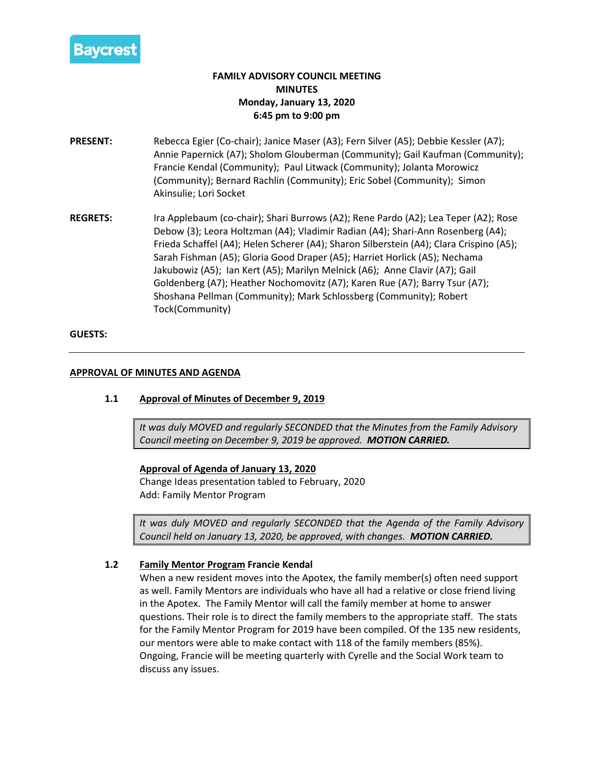Baycrest

# FAMILY ADVISORY COUNCIL MEETING
## MINUTES
**Monday, January 13, 2020**
**6:45 pm to 9:00 pm**

**PRESENT:** Rebecca Egier (Co-chair); Janice Maser (A3); Fern Silver (A5); Debbie Kessler (A7); Annie Papernick (A7); Sholom Glouberman (Community); Gail Kaufman (Community); Francie Kendal (Community); Paul Litwack (Community); Jolanta Morowicz (Community); Bernard Rachlin (Community); Eric Sobel (Community); Simon Akinsulie; Lori Socket

**REGRETS:** Ira Applebaum (co-chair); Shari Burrows (A2); Rene Pardo (A2); Lea Teper (A2); Rose Debow (3); Leora Holtzman (A4); Vladimir Radian (A4); Shari-Ann Rosenberg (A4); Frieda Schaffel (A4); Helen Scherer (A4); Sharon Silberstein (A4); Clara Crispino (A5); Sarah Fishman (A5); Gloria Good Draper (A5); Harriet Horlick (A5); Nechama Jakubowiz (A5); Ian Kert (A5); Marilyn Melnick (A6); Anne Clavir (A7); Gail Goldenberg (A7); Heather Nochomovitz (A7); Karen Rue (A7); Barry Tsur (A7); Shoshana Pellman (Community); Mark Schlossberg (Community); Robert Tock(Community)

**GUESTS:**

---

**APPROVAL OF MINUTES AND AGENDA**

**1.1 Approval of Minutes of December 9, 2019**

> *It was duly MOVED and regularly SECONDED that the Minutes from the Family Advisory Council meeting on December 9, 2019 be approved.* ***MOTION CARRIED.***

**Approval of Agenda of January 13, 2020**

Change Ideas presentation tabled to February, 2020
Add: Family Mentor Program

> *It was duly MOVED and regularly SECONDED that the Agenda of the Family Advisory Council held on January 13, 2020, be approved, with changes.* ***MOTION CARRIED.***

**1.2 Family Mentor Program Francie Kendal**

When a new resident moves into the Apotex, the family member(s) often need support as well. Family Mentors are individuals who have all had a relative or close friend living in the Apotex. The Family Mentor will call the family member at home to answer questions. Their role is to direct the family members to the appropriate staff. The stats for the Family Mentor Program for 2019 have been compiled. Of the 135 new residents, our mentors were able to make contact with 118 of the family members (85%). Ongoing, Francie will be meeting quarterly with Cyrelle and the Social Work team to discuss any issues.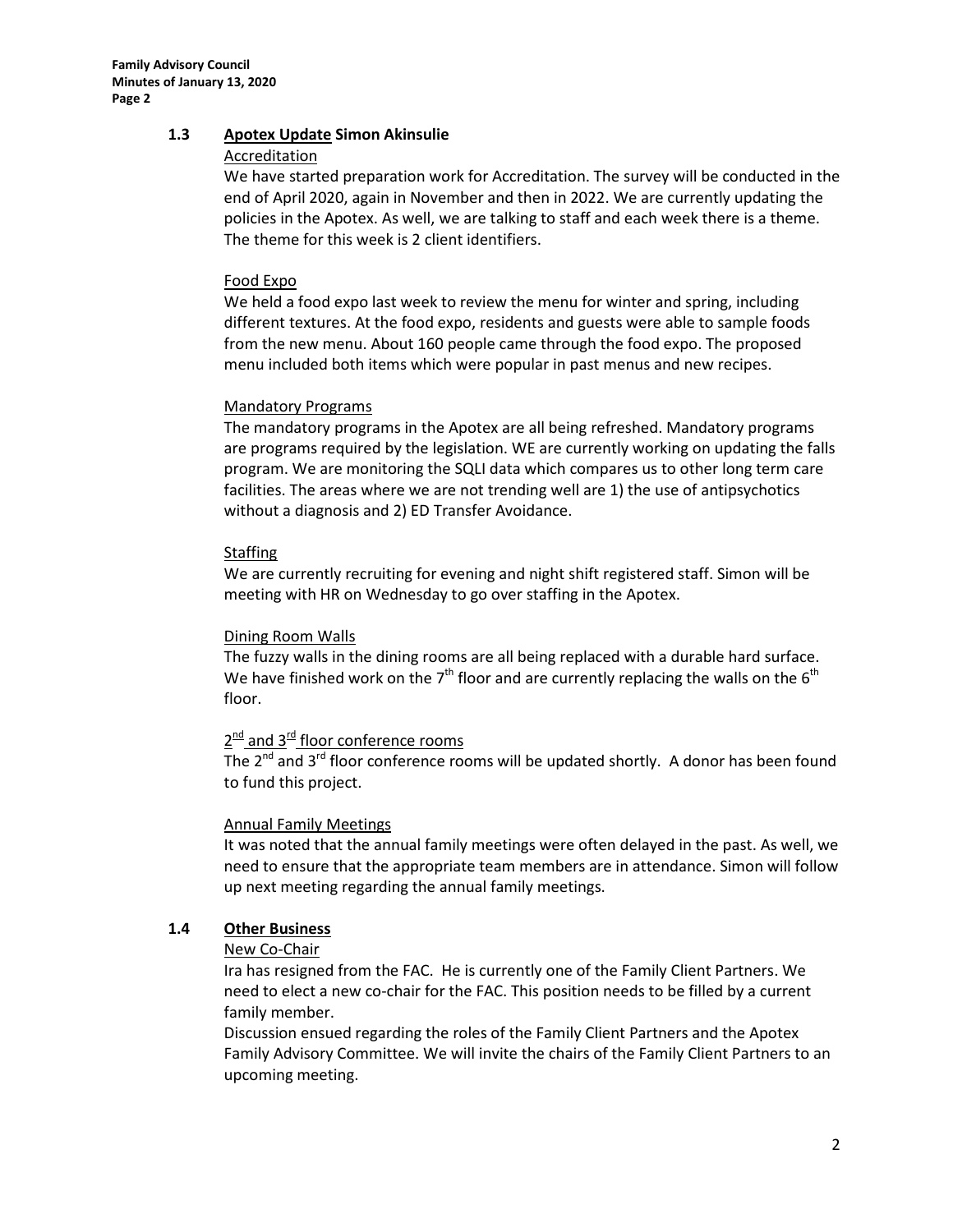## 1.3 Apotex Update Simon Akinsulie

Accreditation

We have started preparation work for Accreditation. The survey will be conducted in the end of April 2020, again in November and then in 2022. We are currently updating the policies in the Apotex. As well, we are talking to staff and each week there is a theme. The theme for this week is 2 client identifiers.

Food Expo

We held a food expo last week to review the menu for winter and spring, including different textures. At the food expo, residents and guests were able to sample foods from the new menu. About 160 people came through the food expo. The proposed menu included both items which were popular in past menus and new recipes.

Mandatory Programs

The mandatory programs in the Apotex are all being refreshed. Mandatory programs are programs required by the legislation. WE are currently working on updating the falls program. We are monitoring the SQLI data which compares us to other long term care facilities. The areas where we are not trending well are 1) the use of antipsychotics without a diagnosis and 2) ED Transfer Avoidance.

Staffing

We are currently recruiting for evening and night shift registered staff. Simon will be meeting with HR on Wednesday to go over staffing in the Apotex.

Dining Room Walls

The fuzzy walls in the dining rooms are all being replaced with a durable hard surface. We have finished work on the 7th floor and are currently replacing the walls on the 6th floor.

2nd and 3rd floor conference rooms

The 2nd and 3rd floor conference rooms will be updated shortly. A donor has been found to fund this project.

Annual Family Meetings

It was noted that the annual family meetings were often delayed in the past. As well, we need to ensure that the appropriate team members are in attendance. Simon will follow up next meeting regarding the annual family meetings.

## 1.4 Other Business

New Co-Chair

Ira has resigned from the FAC. He is currently one of the Family Client Partners. We need to elect a new co-chair for the FAC. This position needs to be filled by a current family member.

Discussion ensued regarding the roles of the Family Client Partners and the Apotex Family Advisory Committee. We will invite the chairs of the Family Client Partners to an upcoming meeting.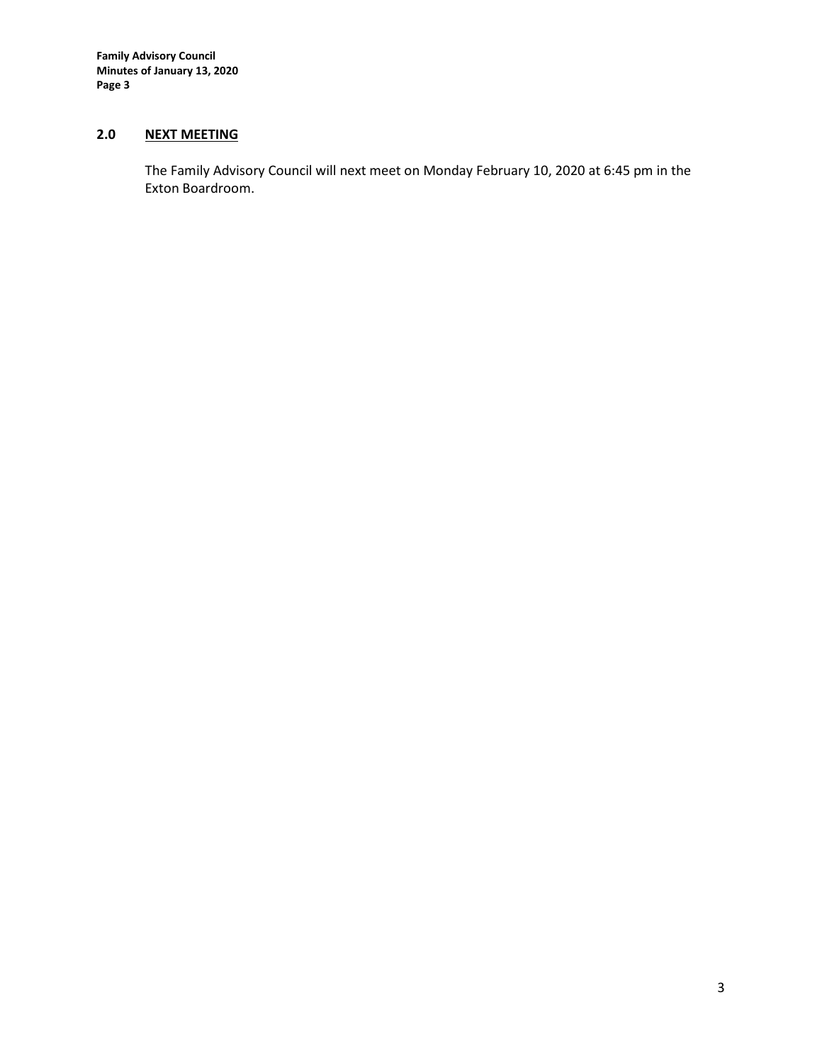## 2.0 NEXT MEETING

The Family Advisory Council will next meet on Monday February 10, 2020 at 6:45 pm in the Exton Boardroom.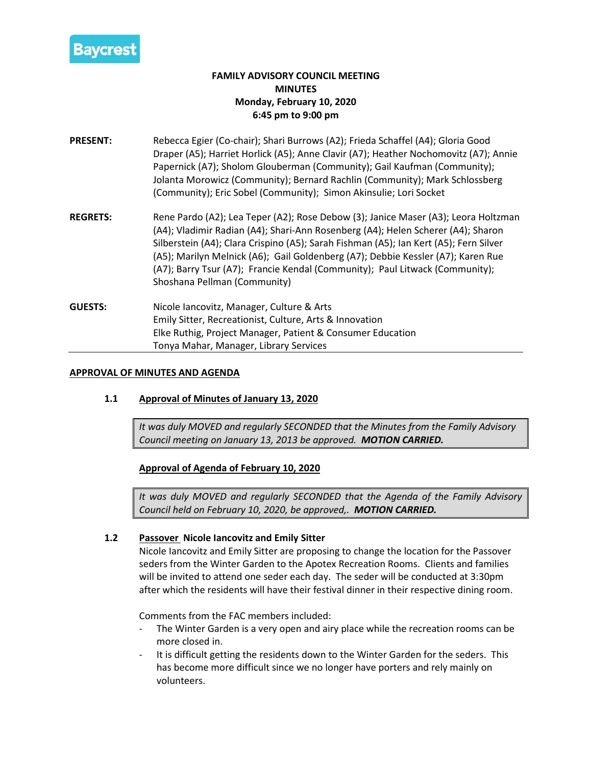Baycrest

**FAMILY ADVISORY COUNCIL MEETING**
**MINUTES**
**Monday, February 10, 2020**
**6:45 pm to 9:00 pm**

**PRESENT:** Rebecca Egier (Co-chair); Shari Burrows (A2); Frieda Schaffel (A4); Gloria Good Draper (A5); Harriet Horlick (A5); Anne Clavir (A7); Heather Nochomovitz (A7); Annie Papernick (A7); Sholom Glouberman (Community); Gail Kaufman (Community); Jolanta Morowicz (Community); Bernard Rachlin (Community); Mark Schlossberg (Community); Eric Sobel (Community); Simon Akinsulie; Lori Socket

**REGRETS:** Rene Pardo (A2); Lea Teper (A2); Rose Debow (3); Janice Maser (A3); Leora Holtzman (A4); Vladimir Radian (A4); Shari-Ann Rosenberg (A4); Helen Scherer (A4); Sharon Silberstein (A4); Clara Crispino (A5); Sarah Fishman (A5); Ian Kert (A5); Fern Silver (A5); Marilyn Melnick (A6); Gail Goldenberg (A7); Debbie Kessler (A7); Karen Rue (A7); Barry Tsur (A7); Francie Kendal (Community); Paul Litwack (Community); Shoshana Pellman (Community)

**GUESTS:** Nicole Iancovitz, Manager, Culture & Arts
Emily Sitter, Recreationist, Culture, Arts & Innovation
Elke Ruthig, Project Manager, Patient & Consumer Education
Tonya Mahar, Manager, Library Services

## APPROVAL OF MINUTES AND AGENDA

### 1.1 Approval of Minutes of January 13, 2020

> *It was duly MOVED and regularly SECONDED that the Minutes from the Family Advisory Council meeting on January 13, 2013 be approved.* ***MOTION CARRIED.***

**Approval of Agenda of February 10, 2020**

> *It was duly MOVED and regularly SECONDED that the Agenda of the Family Advisory Council held on February 10, 2020, be approved,.* ***MOTION CARRIED.***

### 1.2 Passover Nicole Iancovitz and Emily Sitter

Nicole Iancovitz and Emily Sitter are proposing to change the location for the Passover seders from the Winter Garden to the Apotex Recreation Rooms. Clients and families will be invited to attend one seder each day. The seder will be conducted at 3:30pm after which the residents will have their festival dinner in their respective dining room.

Comments from the FAC members included:

- The Winter Garden is a very open and airy place while the recreation rooms can be more closed in.
- It is difficult getting the residents down to the Winter Garden for the seders. This has become more difficult since we no longer have porters and rely mainly on volunteers.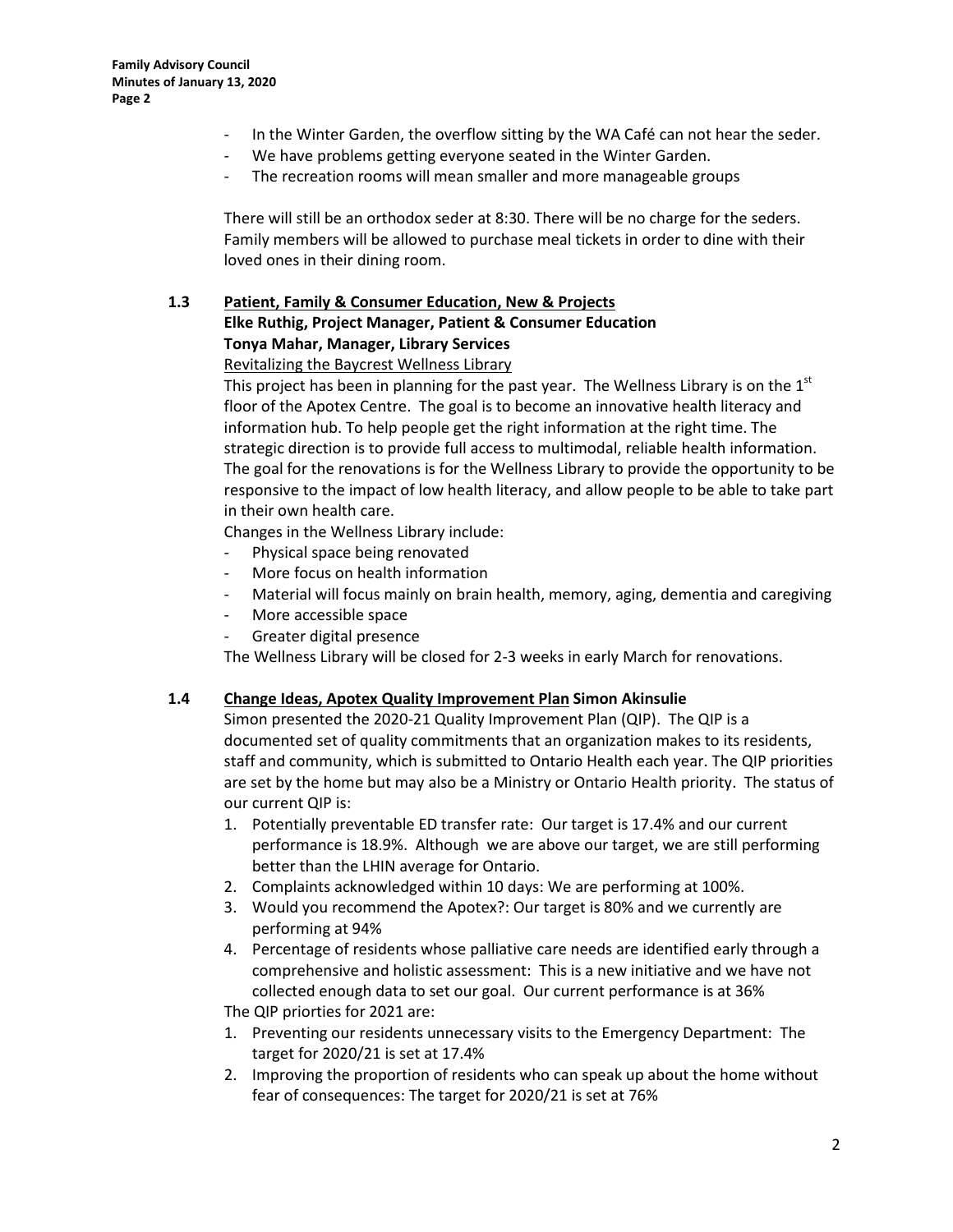- In the Winter Garden, the overflow sitting by the WA Café can not hear the seder.
- We have problems getting everyone seated in the Winter Garden.
- The recreation rooms will mean smaller and more manageable groups

There will still be an orthodox seder at 8:30. There will be no charge for the seders. Family members will be allowed to purchase meal tickets in order to dine with their loved ones in their dining room.

### 1.3 Patient, Family & Consumer Education, New & Projects

**Elke Ruthig, Project Manager, Patient & Consumer Education**
**Tonya Mahar, Manager, Library Services**

Revitalizing the Baycrest Wellness Library

This project has been in planning for the past year. The Wellness Library is on the 1st floor of the Apotex Centre. The goal is to become an innovative health literacy and information hub. To help people get the right information at the right time. The strategic direction is to provide full access to multimodal, reliable health information. The goal for the renovations is for the Wellness Library to provide the opportunity to be responsive to the impact of low health literacy, and allow people to be able to take part in their own health care.

Changes in the Wellness Library include:

- Physical space being renovated
- More focus on health information
- Material will focus mainly on brain health, memory, aging, dementia and caregiving
- More accessible space
- Greater digital presence

The Wellness Library will be closed for 2-3 weeks in early March for renovations.

### 1.4 Change Ideas, Apotex Quality Improvement Plan **Simon Akinsulie**

Simon presented the 2020-21 Quality Improvement Plan (QIP). The QIP is a documented set of quality commitments that an organization makes to its residents, staff and community, which is submitted to Ontario Health each year. The QIP priorities are set by the home but may also be a Ministry or Ontario Health priority. The status of our current QIP is:

1. Potentially preventable ED transfer rate: Our target is 17.4% and our current performance is 18.9%. Although we are above our target, we are still performing better than the LHIN average for Ontario.
2. Complaints acknowledged within 10 days: We are performing at 100%.
3. Would you recommend the Apotex?: Our target is 80% and we currently are performing at 94%
4. Percentage of residents whose palliative care needs are identified early through a comprehensive and holistic assessment: This is a new initiative and we have not collected enough data to set our goal. Our current performance is at 36%

The QIP priorties for 2021 are:

1. Preventing our residents unnecessary visits to the Emergency Department: The target for 2020/21 is set at 17.4%
2. Improving the proportion of residents who can speak up about the home without fear of consequences: The target for 2020/21 is set at 76%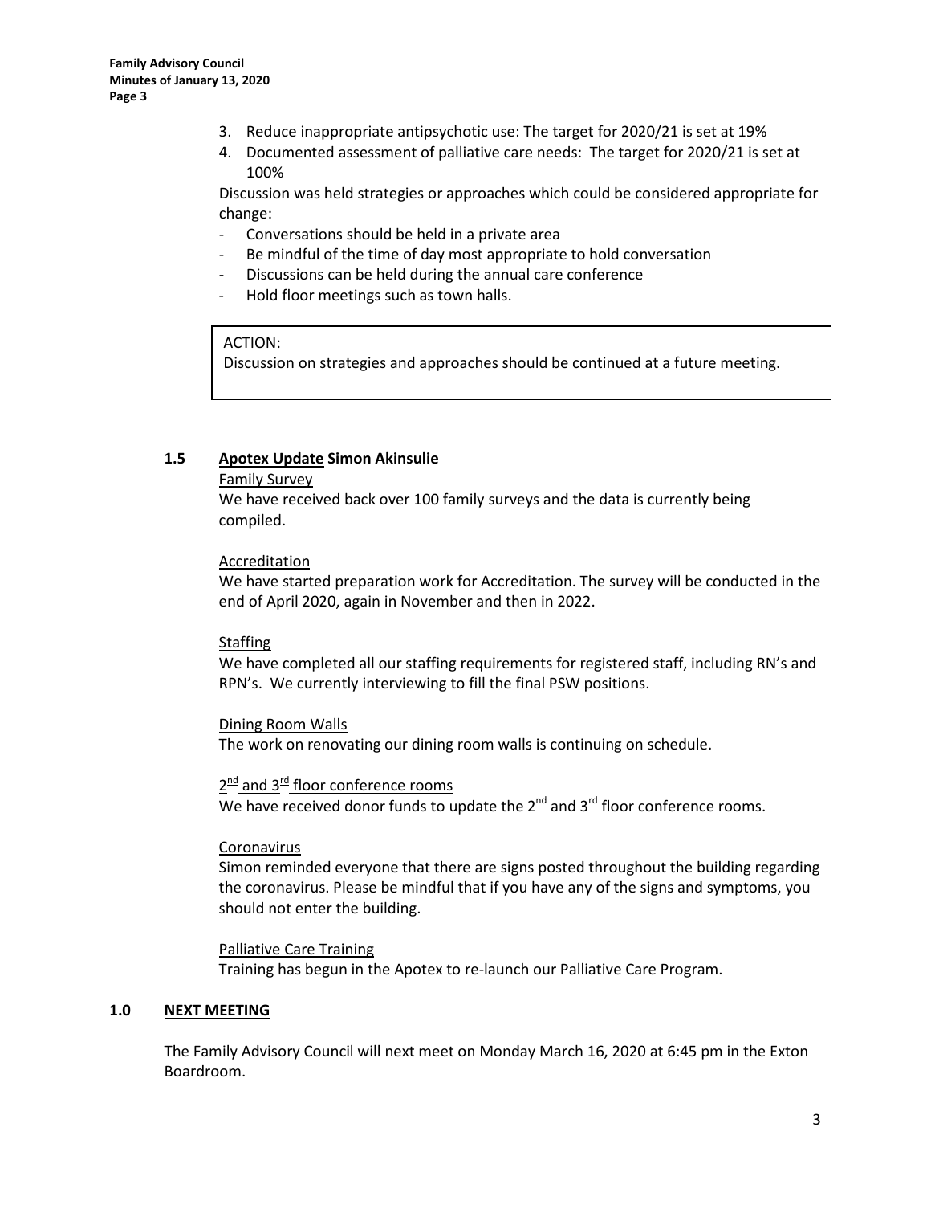3. Reduce inappropriate antipsychotic use: The target for 2020/21 is set at 19%
4. Documented assessment of palliative care needs: The target for 2020/21 is set at 100%

Discussion was held strategies or approaches which could be considered appropriate for change:

- Conversations should be held in a private area
- Be mindful of the time of day most appropriate to hold conversation
- Discussions can be held during the annual care conference
- Hold floor meetings such as town halls.

ACTION:
Discussion on strategies and approaches should be continued at a future meeting.

### 1.5 Apotex Update Simon Akinsulie

Family Survey

We have received back over 100 family surveys and the data is currently being compiled.

Accreditation

We have started preparation work for Accreditation. The survey will be conducted in the end of April 2020, again in November and then in 2022.

Staffing

We have completed all our staffing requirements for registered staff, including RN's and RPN's. We currently interviewing to fill the final PSW positions.

Dining Room Walls

The work on renovating our dining room walls is continuing on schedule.

2nd and 3rd floor conference rooms

We have received donor funds to update the 2nd and 3rd floor conference rooms.

Coronavirus

Simon reminded everyone that there are signs posted throughout the building regarding the coronavirus. Please be mindful that if you have any of the signs and symptoms, you should not enter the building.

Palliative Care Training

Training has begun in the Apotex to re-launch our Palliative Care Program.

## 1.0 NEXT MEETING

The Family Advisory Council will next meet on Monday March 16, 2020 at 6:45 pm in the Exton Boardroom.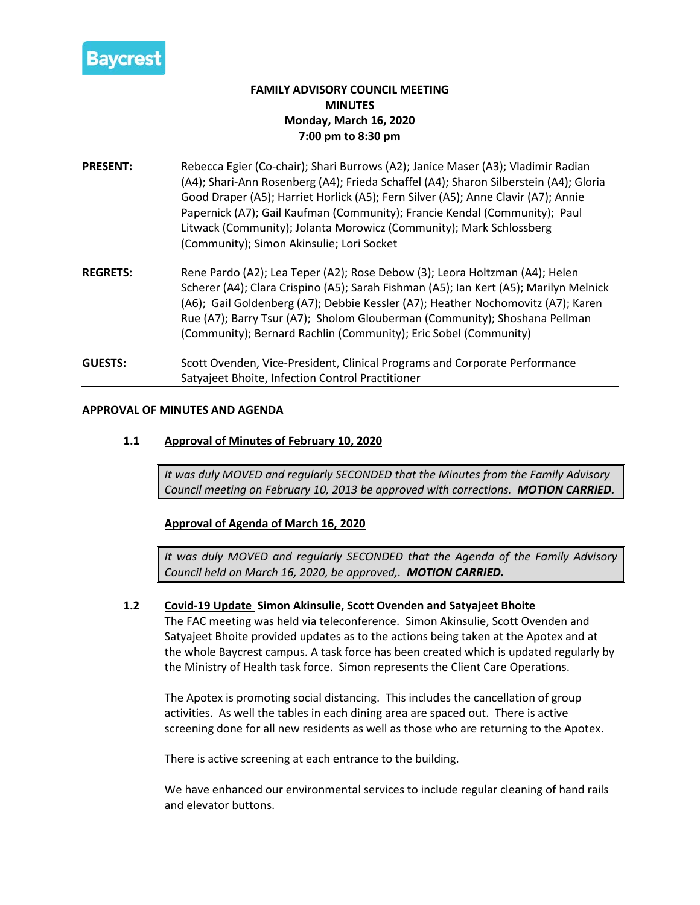Baycrest

**FAMILY ADVISORY COUNCIL MEETING**
**MINUTES**
**Monday, March 16, 2020**
**7:00 pm to 8:30 pm**

**PRESENT:** Rebecca Egier (Co-chair); Shari Burrows (A2); Janice Maser (A3); Vladimir Radian (A4); Shari-Ann Rosenberg (A4); Frieda Schaffel (A4); Sharon Silberstein (A4); Gloria Good Draper (A5); Harriet Horlick (A5); Fern Silver (A5); Anne Clavir (A7); Annie Papernick (A7); Gail Kaufman (Community); Francie Kendal (Community); Paul Litwack (Community); Jolanta Morowicz (Community); Mark Schlossberg (Community); Simon Akinsulie; Lori Socket

**REGRETS:** Rene Pardo (A2); Lea Teper (A2); Rose Debow (3); Leora Holtzman (A4); Helen Scherer (A4); Clara Crispino (A5); Sarah Fishman (A5); Ian Kert (A5); Marilyn Melnick (A6); Gail Goldenberg (A7); Debbie Kessler (A7); Heather Nochomovitz (A7); Karen Rue (A7); Barry Tsur (A7); Sholom Glouberman (Community); Shoshana Pellman (Community); Bernard Rachlin (Community); Eric Sobel (Community)

**GUESTS:** Scott Ovenden, Vice-President, Clinical Programs and Corporate Performance
Satyajeet Bhoite, Infection Control Practitioner

---

**APPROVAL OF MINUTES AND AGENDA**

**1.1 Approval of Minutes of February 10, 2020**

> *It was duly MOVED and regularly SECONDED that the Minutes from the Family Advisory Council meeting on February 10, 2013 be approved with corrections.* ***MOTION CARRIED.***

**Approval of Agenda of March 16, 2020**

> *It was duly MOVED and regularly SECONDED that the Agenda of the Family Advisory Council held on March 16, 2020, be approved,.* ***MOTION CARRIED.***

**1.2 Covid-19 Update Simon Akinsulie, Scott Ovenden and Satyajeet Bhoite**

The FAC meeting was held via teleconference. Simon Akinsulie, Scott Ovenden and Satyajeet Bhoite provided updates as to the actions being taken at the Apotex and at the whole Baycrest campus. A task force has been created which is updated regularly by the Ministry of Health task force. Simon represents the Client Care Operations.

The Apotex is promoting social distancing. This includes the cancellation of group activities. As well the tables in each dining area are spaced out. There is active screening done for all new residents as well as those who are returning to the Apotex.

There is active screening at each entrance to the building.

We have enhanced our environmental services to include regular cleaning of hand rails and elevator buttons.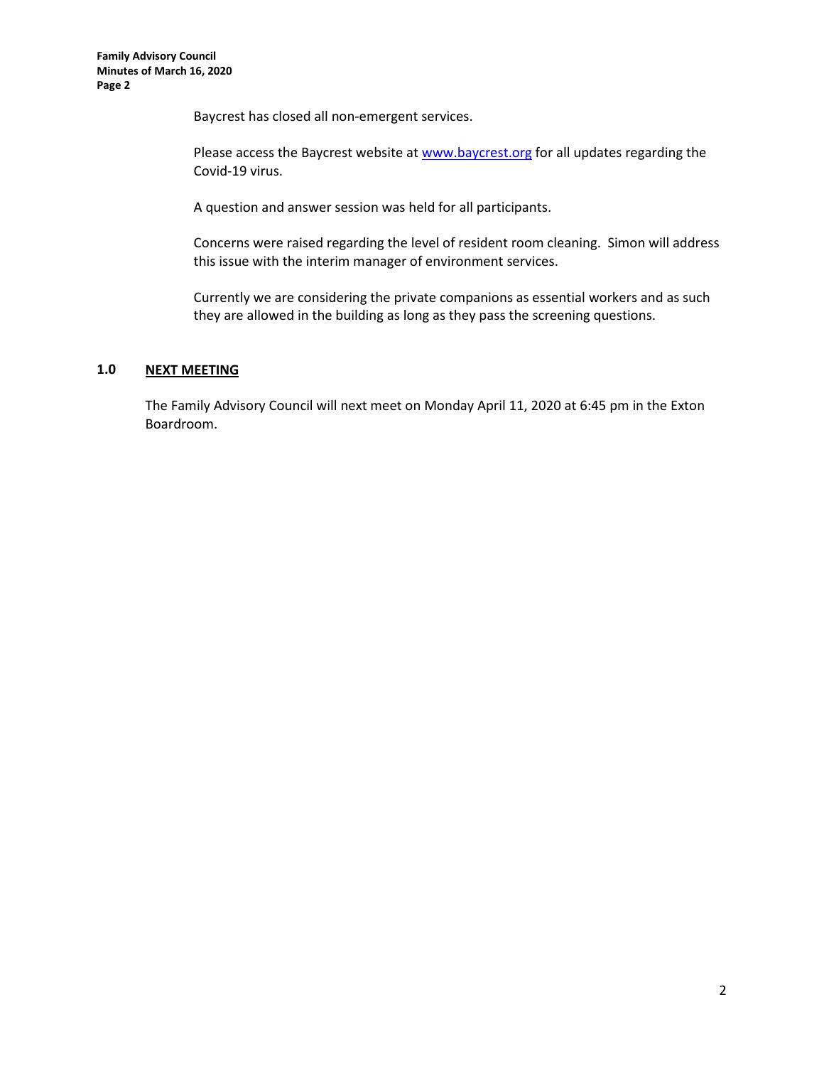Baycrest has closed all non-emergent services.

Please access the Baycrest website at [www.baycrest.org](http://www.baycrest.org) for all updates regarding the Covid-19 virus.

A question and answer session was held for all participants.

Concerns were raised regarding the level of resident room cleaning. Simon will address this issue with the interim manager of environment services.

Currently we are considering the private companions as essential workers and as such they are allowed in the building as long as they pass the screening questions.

## 1.0 NEXT MEETING

The Family Advisory Council will next meet on Monday April 11, 2020 at 6:45 pm in the Exton Boardroom.